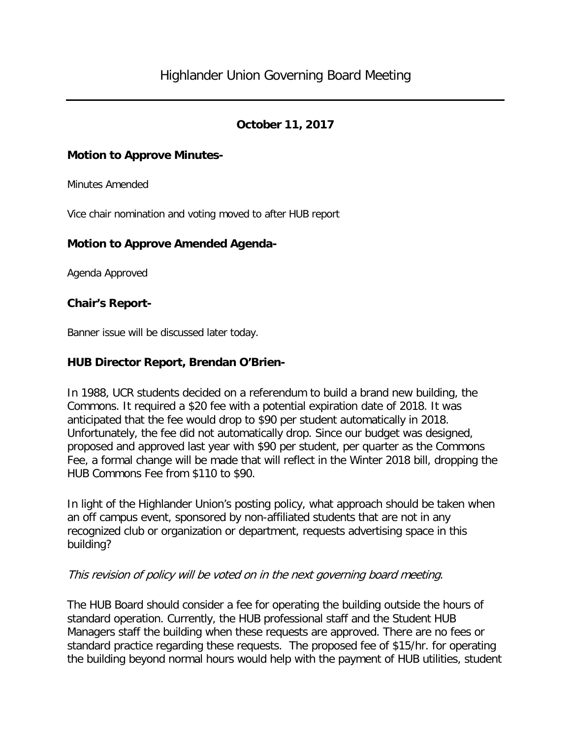# Highlander Union Governing Board Meeting

**October 11, 2017**

### Motion to Approve Minutes-

Minutes Amended

Vice chair nomination and voting moved to after HUB report

### Motion to Approve Amended Agenda-

Agenda Approved

### Chair's Report-

Banner issue will be discussed later today.

### HUB Director Report, Brendan O'Brien-

In 1988, UCR students decided on a referendum to build a brand new building, the Commons. It required a $20 fee with a potential expiration date of 2018. It was anticipated that the fee would drop to $90 per student automatically in 2018. Unfortunately, the fee did not automatically drop. Since our budget was designed, proposed and approved last year with $90 per student, per quarter as the Commons Fee, a formal change will be made that will reflect in the Winter 2018 bill, dropping the HUB Commons Fee from $110 to $90.

In light of the Highlander Union's posting policy, what approach should be taken when an off campus event, sponsored by non-affiliated students that are not in any recognized club or organization or department, requests advertising space in this building?

*This revision of policy will be voted on in the next governing board meeting.*

The HUB Board should consider a fee for operating the building outside the hours of standard operation. Currently, the HUB professional staff and the Student HUB Managers staff the building when these requests are approved. There are no fees or standard practice regarding these requests. The proposed fee of $15/hr. for operating the building beyond normal hours would help with the payment of HUB utilities, student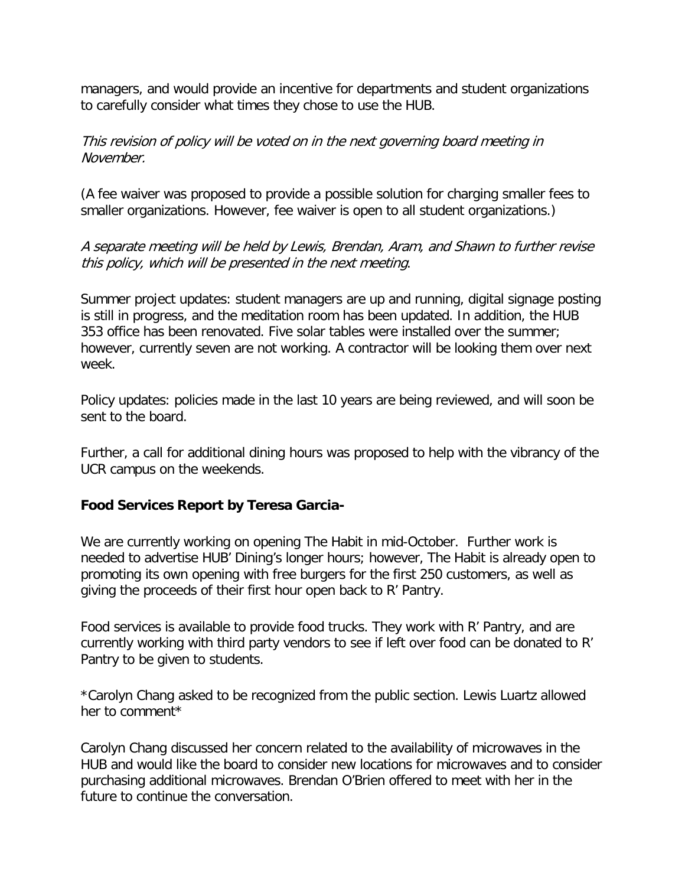managers, and would provide an incentive for departments and student organizations to carefully consider what times they chose to use the HUB.

*This revision of policy will be voted on in the next governing board meeting in November.*

(A fee waiver was proposed to provide a possible solution for charging smaller fees to smaller organizations. However, fee waiver is open to all student organizations.)

*A separate meeting will be held by Lewis, Brendan, Aram, and Shawn to further revise this policy, which will be presented in the next meeting.*

Summer project updates: student managers are up and running, digital signage posting is still in progress, and the meditation room has been updated. In addition, the HUB 353 office has been renovated. Five solar tables were installed over the summer; however, currently seven are not working. A contractor will be looking them over next week.

Policy updates: policies made in the last 10 years are being reviewed, and will soon be sent to the board.

Further, a call for additional dining hours was proposed to help with the vibrancy of the UCR campus on the weekends.

**Food Services Report by Teresa Garcia-**

We are currently working on opening The Habit in mid-October. Further work is needed to advertise HUB' Dining's longer hours; however, The Habit is already open to promoting its own opening with free burgers for the first 250 customers, as well as giving the proceeds of their first hour open back to R' Pantry.

Food services is available to provide food trucks. They work with R' Pantry, and are currently working with third party vendors to see if left over food can be donated to R' Pantry to be given to students.

*Carolyn Chang asked to be recognized from the public section. Lewis Luartz allowed her to comment*

Carolyn Chang discussed her concern related to the availability of microwaves in the HUB and would like the board to consider new locations for microwaves and to consider purchasing additional microwaves. Brendan O'Brien offered to meet with her in the future to continue the conversation.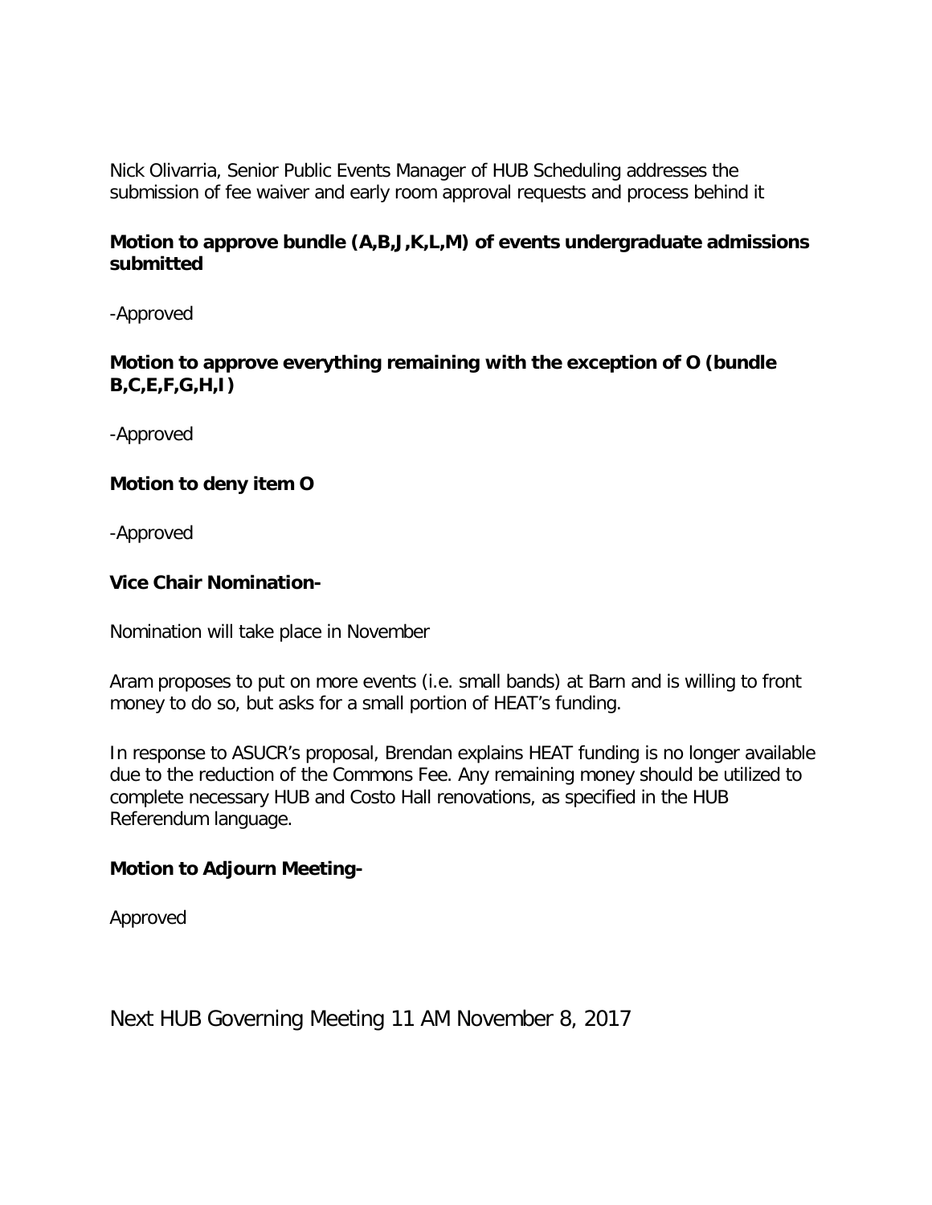Nick Olivarria, Senior Public Events Manager of HUB Scheduling addresses the submission of fee waiver and early room approval requests and process behind it

**Motion to approve bundle (A,B,J,K,L,M) of events undergraduate admissions submitted**

-Approved

**Motion to approve everything remaining with the exception of O (bundle B,C,E,F,G,H,I)**

-Approved

**Motion to deny item O**

-Approved

**Vice Chair Nomination-**

Nomination will take place in November

Aram proposes to put on more events (i.e. small bands) at Barn and is willing to front money to do so, but asks for a small portion of HEAT's funding.

In response to ASUCR's proposal, Brendan explains HEAT funding is no longer available due to the reduction of the Commons Fee. Any remaining money should be utilized to complete necessary HUB and Costo Hall renovations, as specified in the HUB Referendum language.

**Motion to Adjourn Meeting-**

Approved

Next HUB Governing Meeting 11 AM November 8, 2017